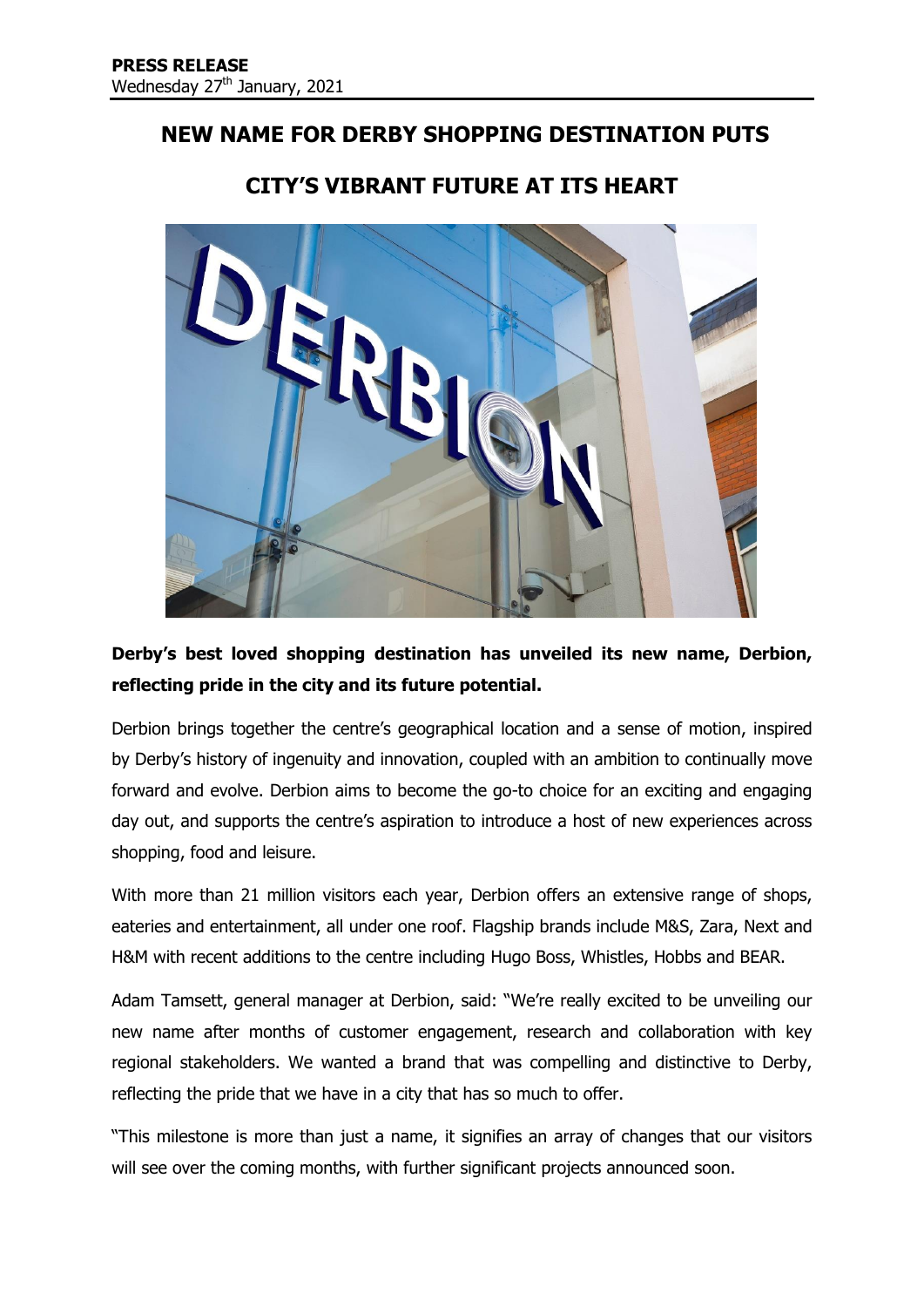**PRESS RELEASE**
Wednesday 27th January, 2021

# NEW NAME FOR DERBY SHOPPING DESTINATION PUTS CITY'S VIBRANT FUTURE AT ITS HEART

**Derby's best loved shopping destination has unveiled its new name, Derbion, reflecting pride in the city and its future potential.**

Derbion brings together the centre's geographical location and a sense of motion, inspired by Derby's history of ingenuity and innovation, coupled with an ambition to continually move forward and evolve. Derbion aims to become the go-to choice for an exciting and engaging day out, and supports the centre's aspiration to introduce a host of new experiences across shopping, food and leisure.

With more than 21 million visitors each year, Derbion offers an extensive range of shops, eateries and entertainment, all under one roof. Flagship brands include M&S, Zara, Next and H&M with recent additions to the centre including Hugo Boss, Whistles, Hobbs and BEAR.

Adam Tamsett, general manager at Derbion, said: "We're really excited to be unveiling our new name after months of customer engagement, research and collaboration with key regional stakeholders. We wanted a brand that was compelling and distinctive to Derby, reflecting the pride that we have in a city that has so much to offer.

"This milestone is more than just a name, it signifies an array of changes that our visitors will see over the coming months, with further significant projects announced soon.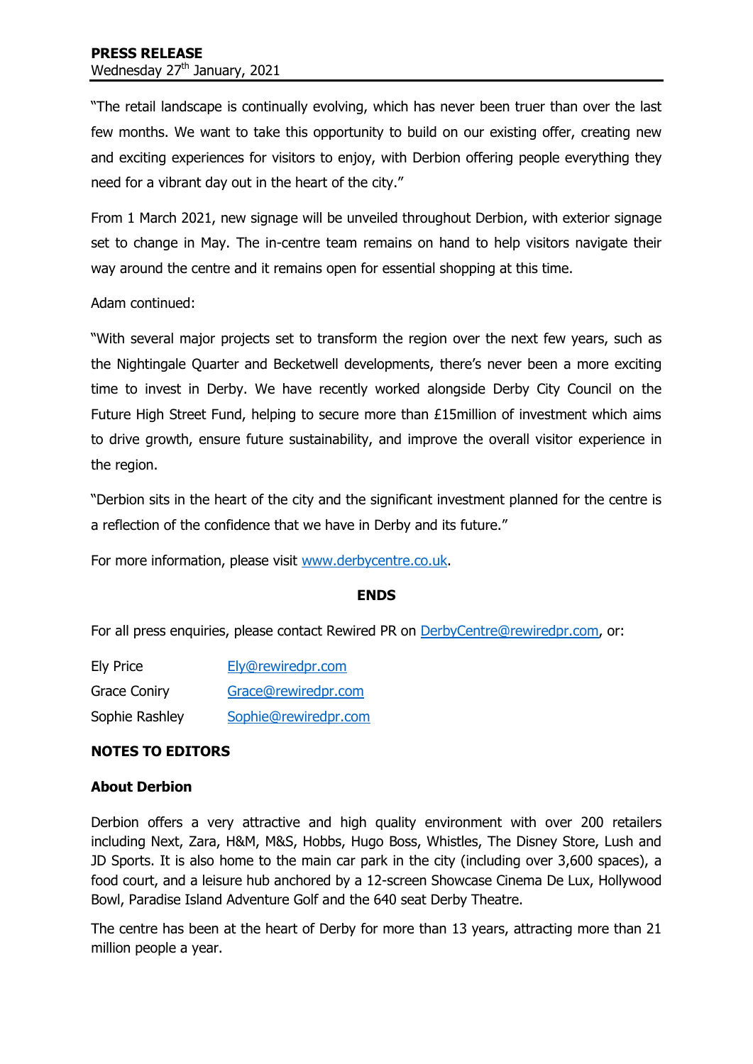"The retail landscape is continually evolving, which has never been truer than over the last few months. We want to take this opportunity to build on our existing offer, creating new and exciting experiences for visitors to enjoy, with Derbion offering people everything they need for a vibrant day out in the heart of the city."

From 1 March 2021, new signage will be unveiled throughout Derbion, with exterior signage set to change in May. The in-centre team remains on hand to help visitors navigate their way around the centre and it remains open for essential shopping at this time.

Adam continued:

"With several major projects set to transform the region over the next few years, such as the Nightingale Quarter and Becketwell developments, there's never been a more exciting time to invest in Derby. We have recently worked alongside Derby City Council on the Future High Street Fund, helping to secure more than £15million of investment which aims to drive growth, ensure future sustainability, and improve the overall visitor experience in the region.

"Derbion sits in the heart of the city and the significant investment planned for the centre is a reflection of the confidence that we have in Derby and its future."

For more information, please visit www.derbycentre.co.uk.

**ENDS**

For all press enquiries, please contact Rewired PR on DerbyCentre@rewiredpr.com, or:

| | |
|---|---|
| Ely Price | Ely@rewiredpr.com |
| Grace Coniry | Grace@rewiredpr.com |
| Sophie Rashley | Sophie@rewiredpr.com |

## NOTES TO EDITORS

### About Derbion

Derbion offers a very attractive and high quality environment with over 200 retailers including Next, Zara, H&M, M&S, Hobbs, Hugo Boss, Whistles, The Disney Store, Lush and JD Sports. It is also home to the main car park in the city (including over 3,600 spaces), a food court, and a leisure hub anchored by a 12-screen Showcase Cinema De Lux, Hollywood Bowl, Paradise Island Adventure Golf and the 640 seat Derby Theatre.

The centre has been at the heart of Derby for more than 13 years, attracting more than 21 million people a year.